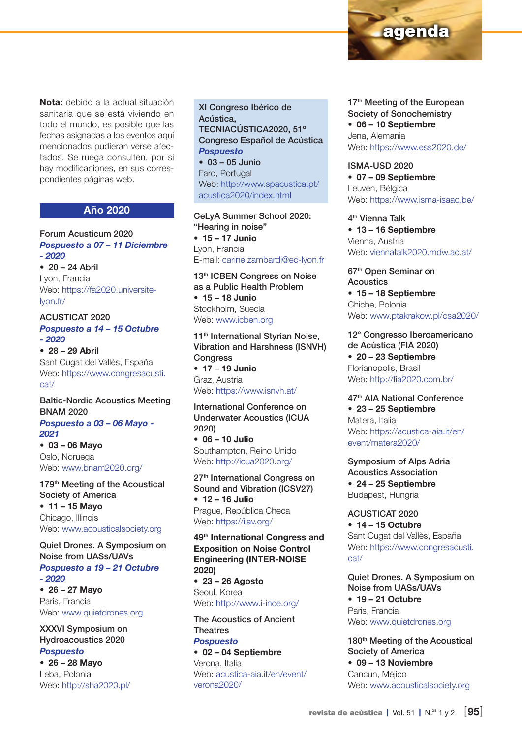# agenda

**Nota:** debido a la actual situación sanitaria que se está viviendo en todo el mundo, es posible que las fechas asignadas a los eventos aquí mencionados pudieran verse afectados. Se ruega consulten, por si hay modificaciones, en sus correspondientes páginas web.

## Año 2020

Forum Acusticum 2020
***Pospuesto a 07 – 11 Diciembre - 2020***
- **20 – 24 Abril**

Lyon, Francia
Web: https://fa2020.universite-lyon.fr/

ACUSTICAT 2020
***Pospuesto a 14 – 15 Octubre - 2020***
- **28 – 29 Abril**

Sant Cugat del Vallès, España
Web: https://www.congresacusti.cat/

Baltic-Nordic Acoustics Meeting BNAM 2020
***Pospuesto a 03 – 06 Mayo - 2021***
- **03 – 06 Mayo**

Oslo, Noruega
Web: www.bnam2020.org/

179th Meeting of the Acoustical Society of America
- **11 – 15 Mayo**

Chicago, Illinois
Web: www.acousticalsociety.org

Quiet Drones. A Symposium on Noise from UASs/UAVs
***Pospuesto a 19 – 21 Octubre - 2020***
- **26 – 27 Mayo**

Paris, Francia
Web: www.quietdrones.org

XXXVI Symposium on Hydroacoustics 2020
***Pospuesto***
- **26 – 28 Mayo**

Leba, Polonia
Web: http://sha2020.pl/

XI Congreso Ibérico de Acústica, TECNIACÚSTICA2020, 51° Congreso Español de Acústica
***Pospuesto***
- **03 – 05 Junio**

Faro, Portugal
Web: http://www.spacustica.pt/acustica2020/index.html

CeLyA Summer School 2020: “Hearing in noise”
- **15 – 17 Junio**

Lyon, Francia
E-mail: carine.zambardi@ec-lyon.fr

13th ICBEN Congress on Noise as a Public Health Problem
- **15 – 18 Junio**

Stockholm, Suecia
Web: www.icben.org

11th International Styrian Noise, Vibration and Harshness (ISNVH) Congress
- **17 – 19 Junio**

Graz, Austria
Web: https://www.isnvh.at/

International Conference on Underwater Acoustics (ICUA 2020)
- **06 – 10 Julio**

Southampton, Reino Unido
Web: http://icua2020.org/

27th International Congress on Sound and Vibration (ICSV27)
- **12 – 16 Julio**

Prague, República Checa
Web: https://iiav.org/

**49th International Congress and Exposition on Noise Control Engineering (INTER-NOISE 2020)**
- **23 – 26 Agosto**

Seoul, Korea
Web: http://www.i-ince.org/

The Acoustics of Ancient Theatres
***Pospuesto***
- **02 – 04 Septiembre**

Verona, Italia
Web: acustica-aia.it/en/event/verona2020/

17th Meeting of the European Society of Sonochemistry
- **06 – 10 Septiembre**

Jena, Alemania
Web: https://www.ess2020.de/

ISMA-USD 2020
- **07 – 09 Septiembre**

Leuven, Bélgica
Web: https://www.isma-isaac.be/

4th Vienna Talk
- **13 – 16 Septiembre**

Vienna, Austria
Web: viennatalk2020.mdw.ac.at/

67th Open Seminar on Acoustics
- **15 – 18 Septiembre**

Chiche, Polonia
Web: www.ptakrakow.pl/osa2020/

12° Congresso Iberoamericano de Acústica (FIA 2020)
- **20 – 23 Septiembre**

Florianopolis, Brasil
Web: http://fia2020.com.br/

47th AIA National Conference
- **23 – 25 Septiembre**

Matera, Italia
Web: https://acustica-aia.it/en/event/matera2020/

Symposium of Alps Adria Acoustics Association
- **24 – 25 Septiembre**

Budapest, Hungria

ACUSTICAT 2020
- **14 – 15 Octubre**

Sant Cugat del Vallès, España
Web: https://www.congresacusti.cat/

Quiet Drones. A Symposium on Noise from UASs/UAVs
- **19 – 21 Octubre**

Paris, Francia
Web: www.quietdrones.org

180th Meeting of the Acoustical Society of America
- **09 – 13 Noviembre**

Cancun, Méjico
Web: www.acousticalsociety.org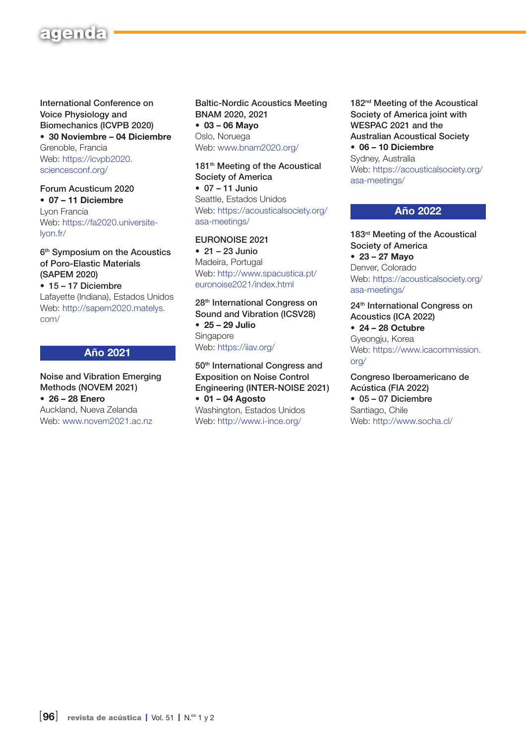# agenda

International Conference on Voice Physiology and Biomechanics (ICVPB 2020)
- **30 Noviembre – 04 Diciembre**

Grenoble, Francia
Web: https://icvpb2020.sciencesconf.org/

Forum Acusticum 2020
- **07 – 11 Diciembre**

Lyon Francia
Web: https://fa2020.universite-lyon.fr/

6th Symposium on the Acoustics of Poro-Elastic Materials (SAPEM 2020)
- 15 – 17 Diciembre

Lafayette (Indiana), Estados Unidos
Web: http://sapem2020.matelys.com/

## Año 2021

Noise and Vibration Emerging Methods (NOVEM 2021)
- **26 – 28 Enero**

Auckland, Nueva Zelanda
Web: www.novem2021.ac.nz

Baltic-Nordic Acoustics Meeting BNAM 2020, 2021
- **03 – 06 Mayo**

Oslo, Noruega
Web: www.bnam2020.org/

181th Meeting of the Acoustical Society of America
- 07 – 11 Junio

Seattle, Estados Unidos
Web: https://acousticalsociety.org/asa-meetings/

EURONOISE 2021
- 21 – 23 Junio

Madeira, Portugal
Web: http://www.spacustica.pt/euronoise2021/index.html

28th International Congress on Sound and Vibration (ICSV28)
- **25 – 29 Julio**

Singapore
Web: https://iiav.org/

50th International Congress and Exposition on Noise Control Engineering (INTER-NOISE 2021)
- **01 – 04 Agosto**

Washington, Estados Unidos
Web: http://www.i-ince.org/

182nd Meeting of the Acoustical Society of America joint with WESPAC 2021 and the Australian Acoustical Society
- **06 – 10 Diciembre**

Sydney, Australia
Web: https://acousticalsociety.org/asa-meetings/

## Año 2022

183rd Meeting of the Acoustical Society of America
- **23 – 27 Mayo**

Denver, Colorado
Web: https://acousticalsociety.org/asa-meetings/

24th International Congress on Acoustics (ICA 2022)
- **24 – 28 Octubre**

Gyeongju, Korea
Web: https://www.icacommission.org/

Congreso Iberoamericano de Acústica (FIA 2022)
- 05 – 07 Diciembre

Santiago, Chile
Web: http://www.socha.cl/